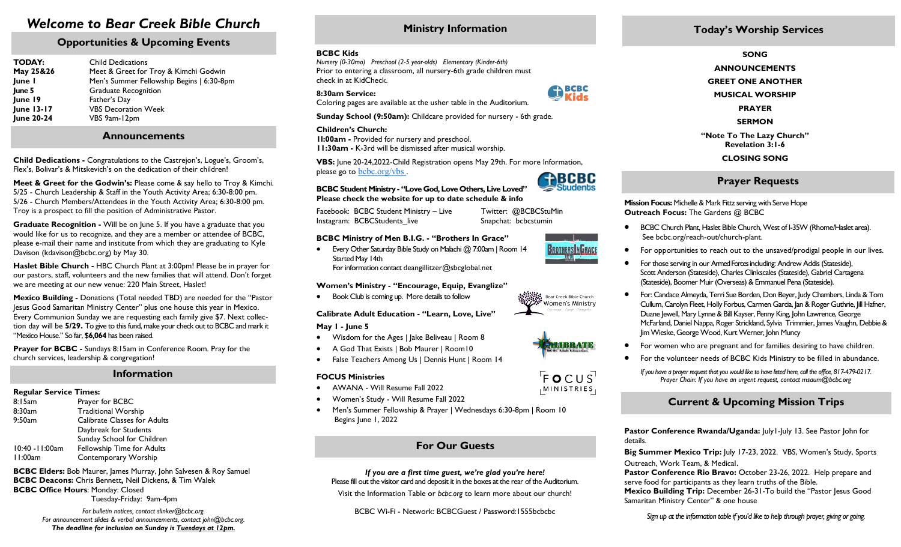# Welcome to Bear Creek Bible Church

## Opportunities & Upcoming Events

| | |
|---|---|
| **TODAY:** | Child Dedications |
| **May 25&26** | Meet & Greet for Troy & Kimchi Godwin |
| **June 1** | Men's Summer Fellowship Begins \| 6:30-8pm |
| **June 5** | Graduate Recognition |
| **June 19** | Father's Day |
| **June 13-17** | VBS Decoration Week |
| **June 20-24** | VBS 9am-12pm |

## Announcements

**Child Dedications -** Congratulations to the Castrejon's, Logue's, Groom's, Flex's, Bolivar's & Mitskevich's on the dedication of their children!

**Meet & Greet for the Godwin's:** Please come & say hello to Troy & Kimchi.
5/25 - Church Leadership & Staff in the Youth Activity Area; 6:30-8:00 pm.
5/26 - Church Members/Attendees in the Youth Activity Area; 6:30-8:00 pm.
Troy is a prospect to fill the position of Administrative Pastor.

**Graduate Recognition -** Will be on June 5. If you have a graduate that you would like for us to recognize, and they are a member or attendee of BCBC, please e-mail their name and institute from which they are graduating to Kyle Davison (kdavison@bcbc.org) by May 30.

**Haslet Bible Church -** HBC Church Plant at 3:00pm! Please be in prayer for our pastors, staff, volunteers and the new families that will attend. Don't forget we are meeting at our new venue: 220 Main Street, Haslet!

**Mexico Building -** Donations (Total needed TBD) are needed for the "Pastor Jesus Good Samaritan Ministry Center" plus one house this year in Mexico. Every Communion Sunday we are requesting each family give $7. Next collection day will be **5/29.** To give to this fund, make your check out to BCBC and mark it "Mexico House." So far, **$6,064** has been raised.

**Prayer for BCBC -** Sundays 8:15am in Conference Room. Pray for the church services, leadership & congregation!

## Information

**Regular Service Times:**

| | |
|---|---|
| 8:15am | Prayer for BCBC |
| 8:30am | Traditional Worship |
| 9:50am | Calibrate Classes for Adults |
| | Daybreak for Students |
| | Sunday School for Children |
| 10:40 -11:00am | Fellowship Time for Adults |
| 11:00am | Contemporary Worship |

**BCBC Elders:** Bob Maurer, James Murray, John Salvesen & Roy Samuel
**BCBC Deacons:** Chris Bennett, Neil Dickens, & Tim Walek
**BCBC Office Hours**: Monday: Closed
Tuesday-Friday: 9am-4pm

*For bulletin notices, contact slinker@bcbc.org.*
*For announcement slides & verbal announcements, contact john@bcbc.org.*
***The deadline for inclusion on Sunday is Tuesdays at 12pm.***

## Ministry Information

**BCBC Kids**
*Nursery (0-30mo) Preschool (2-5 year-olds) Elementary (Kinder-6th)*
Prior to entering a classroom, all nursery-6th grade children must check in at KidCheck.

**8:30am Service:**
Coloring pages are available at the usher table in the Auditorium.

**Sunday School (9:50am):** Childcare provided for nursery - 6th grade.

**Children's Church:**
**11:00am -** Provided for nursery and preschool.
**11:30am -** K-3rd will be dismissed after musical worship.

**VBS:** June 20-24,2022-Child Registration opens May 29th. For more Information, please go to bcbc.org/vbs .

**BCBC Student Ministry - "Love God, Love Others, Live Loved"**
**Please check the website for up to date schedule & info**

| | |
|---|---|
| Facebook: BCBC Student Ministry – Live | Twitter: @BCBCStuMin |
| Instagram: BCBCStudents_live | Snapchat: bcbcstumin |

**BCBC Ministry of Men B.I.G. - "Brothers In Grace"**
- Every Other Saturday Bible Study on Malachi @ 7:00am | Room 14
  Started May 14th
  For information contact deangillitzer@sbcglobal.net

**Women's Ministry - "Encourage, Equip, Evanglize"**
- Book Club is coming up. More details to follow

**Calibrate Adult Education - "Learn, Love, Live"**

**May 1 - June 5**
- Wisdom for the Ages | Jake Beliveau | Room 8
- A God That Exists | Bob Maurer | Room10
- False Teachers Among Us | Dennis Hunt | Room 14

**FOCUS Ministries**
- AWANA - Will Resume Fall 2022
- Women's Study - Will Resume Fall 2022
- Men's Summer Fellowship & Prayer | Wednesdays 6:30-8pm | Room 10
  Begins June 1, 2022

## For Our Guests

***If you are a first time guest, we're glad you're here!***
Please fill out the visitor card and deposit it in the boxes at the rear of the Auditorium.
Visit the Information Table or *bcbc.org* to learn more about our church!

BCBC Wi-Fi - Network: BCBCGuest / Password:1555bcbcbc

## Today's Worship Services

**SONG**
**ANNOUNCEMENTS**
**GREET ONE ANOTHER**
**MUSICAL WORSHIP**
**PRAYER**
**SERMON**
**"Note To The Lazy Church"**
**Revelation 3:1-6**
**CLOSING SONG**

## Prayer Requests

**Mission Focus:** Michelle & Mark Fittz serving with Serve Hope
**Outreach Focus:** The Gardens @ BCBC

- BCBC Church Plant, Haslet Bible Church, West of I-35W (Rhome/Haslet area). See bcbc.org/reach-out/church-plant.
- For opportunities to reach out to the unsaved/prodigal people in our lives.
- For those serving in our Armed Forces including: Andrew Addis (Stateside), Scott Anderson (Stateside), Charles Clinkscales (Stateside), Gabriel Cartagena (Stateside), Boomer Muir (Overseas) & Emmanuel Pena (Stateside).
- For: Candace Almeyda, Terri Sue Borden, Don Beyer, Judy Chambers, Linda & Tom Cullum, Carolyn Fleet, Holly Forbus, Carmen Garcia, Jan & Roger Guthrie, Jill Hafner, Duane Jewell, Mary Lynne & Bill Kayser, Penny King, John Lawrence, George McFarland, Daniel Nappa, Roger Strickland, Sylvia Trimmier, James Vaughn, Debbie & Jim Wieske, George Wood, Kurt Werner, John Muncy
- For women who are pregnant and for families desiring to have children.
- For the volunteer needs of BCBC Kids Ministry to be filled in abundance.

*If you have a prayer request that you would like to have listed here, call the office, 817-479-0217. Prayer Chain: If you have an urgent request, contact msaum@bcbc.org*

## Current & Upcoming Mission Trips

**Pastor Conference Rwanda/Uganda:** July1-July 13. See Pastor John for details.
**Big Summer Mexico Trip:** July 17-23, 2022. VBS, Women's Study, Sports Outreach, Work Team, & Medical.
**Pastor Conference Rio Bravo:** October 23-26, 2022. Help prepare and serve food for participants as they learn truths of the Bible.
**Mexico Building Trip:** December 26-31-To build the "Pastor Jesus Good Samaritan Ministry Center" & one house

*Sign up at the information table if you'd like to help through prayer, giving or going.*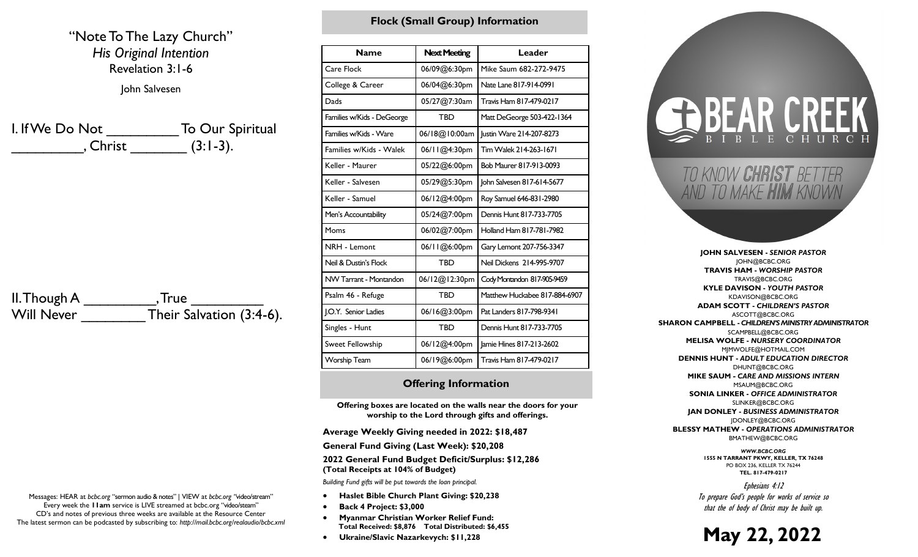# "Note To The Lazy Church"

*His Original Intention*

Revelation 3:1-6

John Salvesen

I. If We Do Not _________ To Our Spiritual _________, Christ _______ (3:1-3).

II. Though A _________, True _________ Will Never ________ Their Salvation (3:4-6).

Messages: HEAR at *bcbc.org* "sermon audio & notes" | VIEW at *bcbc.org* "video/stream"
Every week the **11am** service is LIVE streamed at bcbc.org "video/steam"
CD's and notes of previous three weeks are available at the Resource Center
The latest sermon can be podcasted by subscribing to: *http://mail.bcbc.org/realaudio/bcbc.xml*

## Flock (Small Group) Information

| Name | Next Meeting | Leader |
|---|---|---|
| Care Flock | 06/09@6:30pm | Mike Saum 682-272-9475 |
| College & Career | 06/04@6:30pm | Nate Lane 817-914-0991 |
| Dads | 05/27@7:30am | Travis Ham 817-479-0217 |
| Families w/Kids - DeGeorge | TBD | Matt DeGeorge 503-422-1364 |
| Families w/Kids - Ware | 06/18@10:00am | Justin Ware 214-207-8273 |
| Families w/Kids - Walek | 06/11@4:30pm | Tim Walek 214-263-1671 |
| Keller - Maurer | 05/22@6:00pm | Bob Maurer 817-913-0093 |
| Keller - Salvesen | 05/29@5:30pm | John Salvesen 817-614-5677 |
| Keller - Samuel | 06/12@4:00pm | Roy Samuel 646-831-2980 |
| Men's Accountability | 05/24@7:00pm | Dennis Hunt 817-733-7705 |
| Moms | 06/02@7:00pm | Holland Ham 817-781-7982 |
| NRH - Lemont | 06/11@6:00pm | Gary Lemont 207-756-3347 |
| Neil & Dustin's Flock | TBD | Neil Dickens 214-995-9707 |
| NW Tarrant - Montandon | 06/12@12:30pm | Cody Montandon 817-905-9459 |
| Psalm 46 - Refuge | TBD | Matthew Huckabee 817-884-6907 |
| J.O.Y. Senior Ladies | 06/16@3:00pm | Pat Landers 817-798-9341 |
| Singles - Hunt | TBD | Dennis Hunt 817-733-7705 |
| Sweet Fellowship | 06/12@4:00pm | Jamie Hines 817-213-2602 |
| Worship Team | 06/19@6:00pm | Travis Ham 817-479-0217 |

## Offering Information

**Offering boxes are located on the walls near the doors for your worship to the Lord through gifts and offerings.**

**Average Weekly Giving needed in 2022: $18,487**

**General Fund Giving (Last Week): $20,208**

**2022 General Fund Budget Deficit/Surplus: $12,286**
**(Total Receipts at 104% of Budget)**

*Building Fund gifts will be put towards the loan principal.*

- **Haslet Bible Church Plant Giving: $20,238**
- **Back 4 Project: $3,000**
- **Myanmar Christian Worker Relief Fund:**
  **Total Received: $8,876 Total Distributed: $6,455**
- **Ukraine/Slavic Nazarkevych: $11,228**

BEAR CREEK BIBLE CHURCH

TO KNOW CHRIST BETTER AND TO MAKE HIM KNOWN

**JOHN SALVESEN** - ***SENIOR PASTOR***
JOHN@BCBC.ORG
**TRAVIS HAM** - ***WORSHIP PASTOR***
TRAVIS@BCBC.ORG
**KYLE DAVISON** - ***YOUTH PASTOR***
KDAVISON@BCBC.ORG
**ADAM SCOTT** - ***CHILDREN'S PASTOR***
ASCOTT@BCBC.ORG
**SHARON CAMPBELL** - ***CHILDREN'S MINISTRY ADMINISTRATOR***
SCAMPBELL@BCBC.ORG
**MELISA WOLFE** - ***NURSERY COORDINATOR***
MJMWOLFE@HOTMAIL.COM
**DENNIS HUNT** - ***ADULT EDUCATION DIRECTOR***
DHUNT@BCBC.ORG
**MIKE SAUM** - ***CARE AND MISSIONS INTERN***
MSAUM@BCBC.ORG
**SONIA LINKER** - ***OFFICE ADMINISTRATOR***
SLINKER@BCBC.ORG
**JAN DONLEY** - ***BUSINESS ADMINISTRATOR***
JDONLEY@BCBC.ORG
**BLESSY MATHEW** - ***OPERATIONS ADMINISTRATOR***
BMATHEW@BCBC.ORG

***WWW.BCBC.ORG***
**1555 N TARRANT PKWY, KELLER, TX 76248**
PO BOX 236, KELLER TX 76244
**TEL. 817-479-0217**

*Ephesians 4:12*
*To prepare God's people for works of service so that the of body of Christ may be built up.*

# May 22, 2022